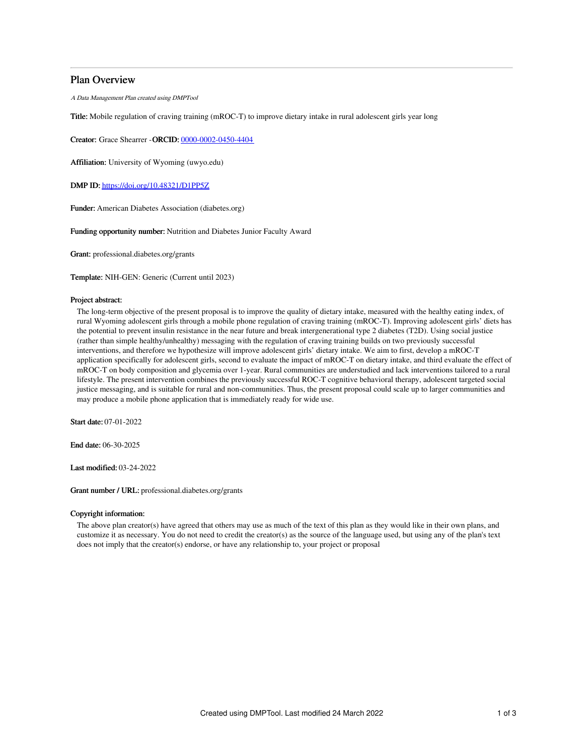# Plan Overview

*A Data Management Plan created using DMPTool*

**Title:** Mobile regulation of craving training (mROC-T) to improve dietary intake in rural adolescent girls year long

**Creator:** Grace Shearrer -**ORCID:** 0000-0002-0450-4404

**Affiliation:** University of Wyoming (uwyo.edu)

**DMP ID:** https://doi.org/10.48321/D1PP5Z

**Funder:** American Diabetes Association (diabetes.org)

**Funding opportunity number:** Nutrition and Diabetes Junior Faculty Award

**Grant:** professional.diabetes.org/grants

**Template:** NIH-GEN: Generic (Current until 2023)

**Project abstract:**

The long-term objective of the present proposal is to improve the quality of dietary intake, measured with the healthy eating index, of rural Wyoming adolescent girls through a mobile phone regulation of craving training (mROC-T). Improving adolescent girls' diets has the potential to prevent insulin resistance in the near future and break intergenerational type 2 diabetes (T2D). Using social justice (rather than simple healthy/unhealthy) messaging with the regulation of craving training builds on two previously successful interventions, and therefore we hypothesize will improve adolescent girls' dietary intake. We aim to first, develop a mROC-T application specifically for adolescent girls, second to evaluate the impact of mROC-T on dietary intake, and third evaluate the effect of mROC-T on body composition and glycemia over 1-year. Rural communities are understudied and lack interventions tailored to a rural lifestyle. The present intervention combines the previously successful ROC-T cognitive behavioral therapy, adolescent targeted social justice messaging, and is suitable for rural and non-communities. Thus, the present proposal could scale up to larger communities and may produce a mobile phone application that is immediately ready for wide use.

**Start date:** 07-01-2022

**End date:** 06-30-2025

**Last modified:** 03-24-2022

**Grant number / URL:** professional.diabetes.org/grants

**Copyright information:**

The above plan creator(s) have agreed that others may use as much of the text of this plan as they would like in their own plans, and customize it as necessary. You do not need to credit the creator(s) as the source of the language used, but using any of the plan's text does not imply that the creator(s) endorse, or have any relationship to, your project or proposal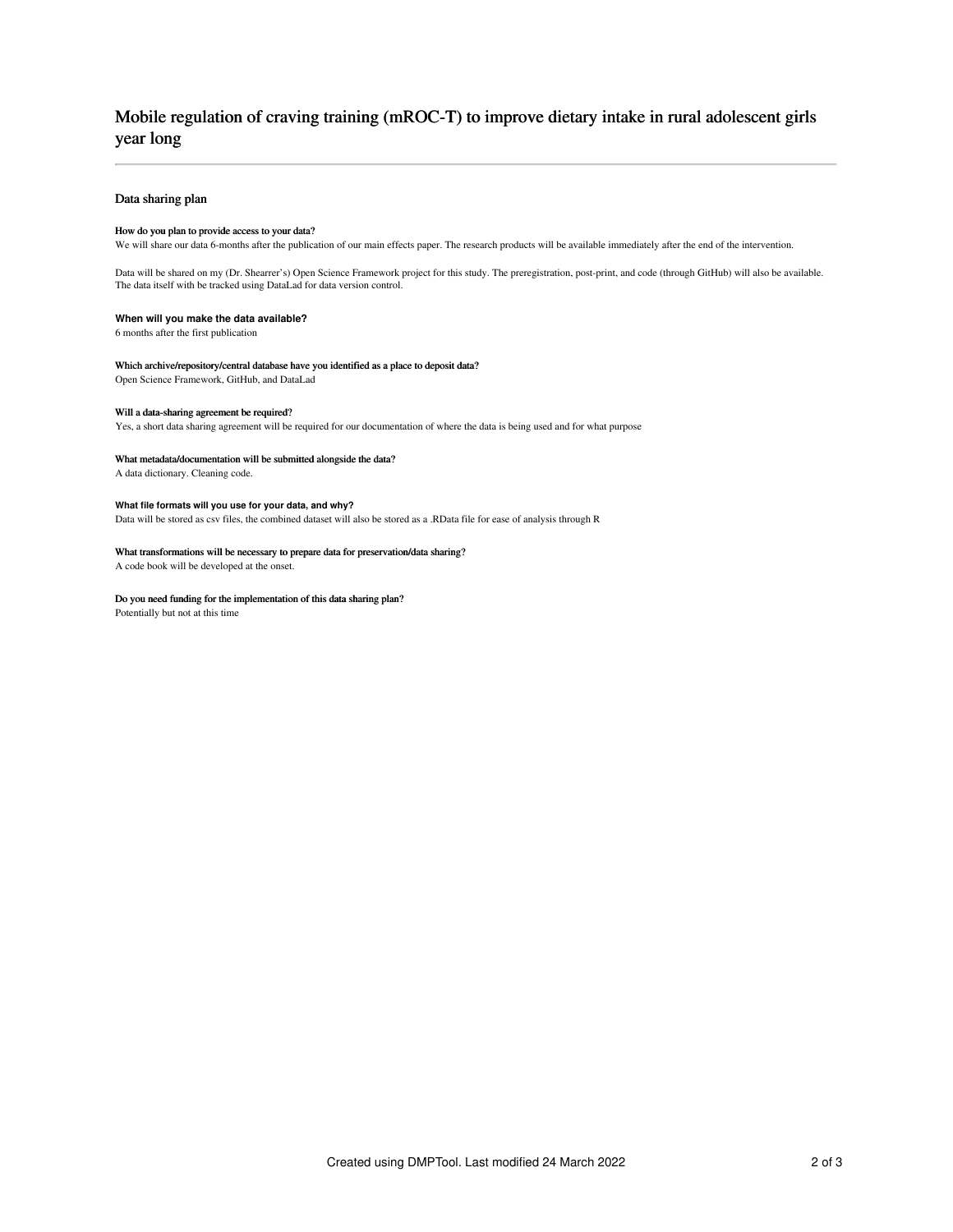# Mobile regulation of craving training (mROC-T) to improve dietary intake in rural adolescent girls year long

## Data sharing plan

**How do you plan to provide access to your data?**

We will share our data 6-months after the publication of our main effects paper. The research products will be available immediately after the end of the intervention.

Data will be shared on my (Dr. Shearrer's) Open Science Framework project for this study. The preregistration, post-print, and code (through GitHub) will also be available. The data itself with be tracked using DataLad for data version control.

**When will you make the data available?**

6 months after the first publication

**Which archive/repository/central database have you identified as a place to deposit data?**

Open Science Framework, GitHub, and DataLad

**Will a data-sharing agreement be required?**

Yes, a short data sharing agreement will be required for our documentation of where the data is being used and for what purpose

**What metadata/documentation will be submitted alongside the data?**

A data dictionary. Cleaning code.

**What file formats will you use for your data, and why?**

Data will be stored as csv files, the combined dataset will also be stored as a .RData file for ease of analysis through R

**What transformations will be necessary to prepare data for preservation/data sharing?**

A code book will be developed at the onset.

**Do you need funding for the implementation of this data sharing plan?**

Potentially but not at this time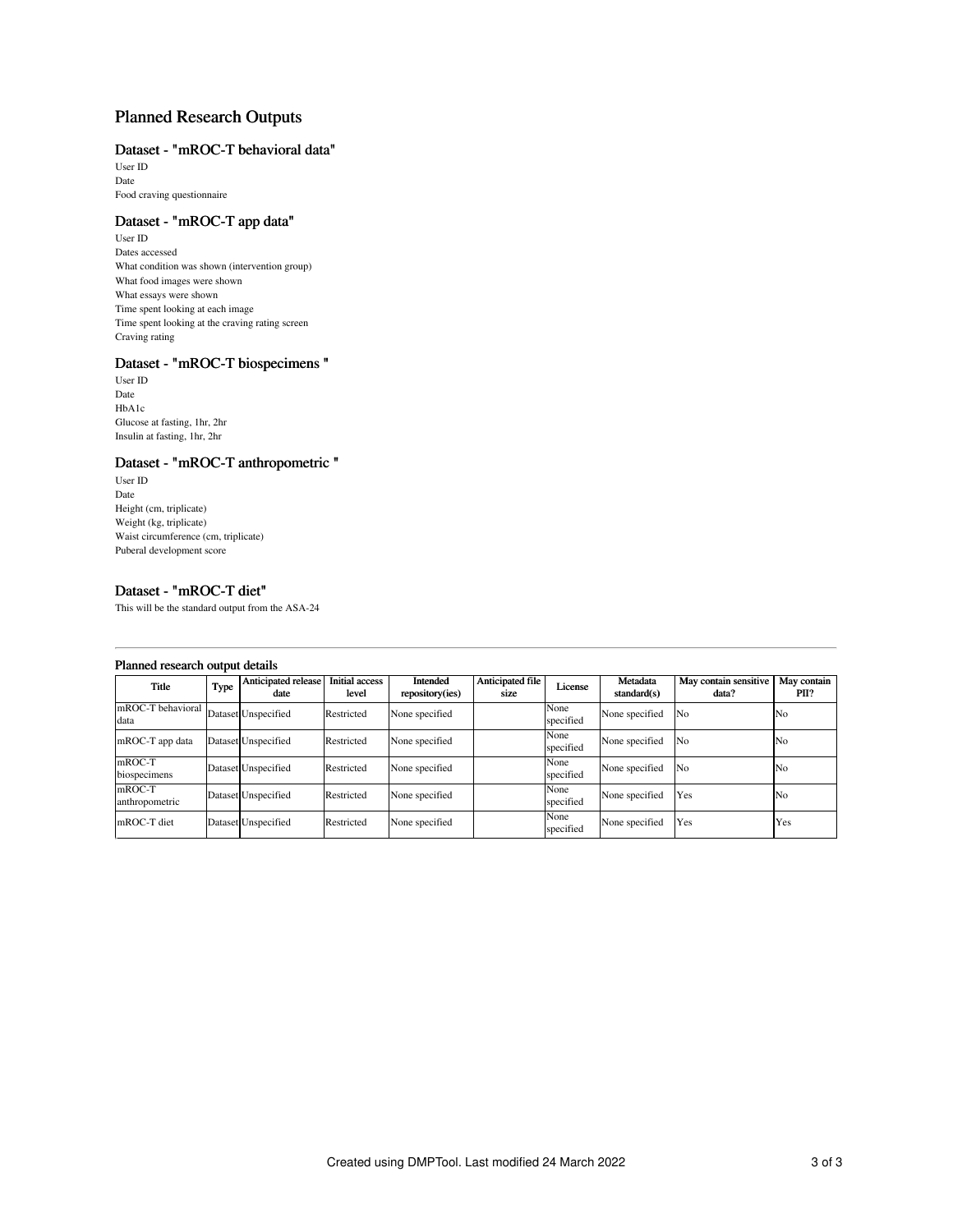## Planned Research Outputs

### Dataset - "mROC-T behavioral data"

User ID
Date
Food craving questionnaire

### Dataset - "mROC-T app data"

User ID
Dates accessed
What condition was shown (intervention group)
What food images were shown
What essays were shown
Time spent looking at each image
Time spent looking at the craving rating screen
Craving rating

### Dataset - "mROC-T biospecimens "

User ID
Date
HbA1c
Glucose at fasting, 1hr, 2hr
Insulin at fasting, 1hr, 2hr

### Dataset - "mROC-T anthropometric "

User ID
Date
Height (cm, triplicate)
Weight (kg, triplicate)
Waist circumference (cm, triplicate)
Puberal development score

### Dataset - "mROC-T diet"

This will be the standard output from the ASA-24

---

#### Planned research output details

| Title | Type | Anticipated release date | Initial access level | Intended repository(ies) | Anticipated file size | License | Metadata standard(s) | May contain sensitive data? | May contain PII? |
|---|---|---|---|---|---|---|---|---|---|
| mROC-T behavioral data | Dataset | Unspecified | Restricted | None specified | | None specified | None specified | No | No |
| mROC-T app data | Dataset | Unspecified | Restricted | None specified | | None specified | None specified | No | No |
| mROC-T biospecimens | Dataset | Unspecified | Restricted | None specified | | None specified | None specified | No | No |
| mROC-T anthropometric | Dataset | Unspecified | Restricted | None specified | | None specified | None specified | Yes | No |
| mROC-T diet | Dataset | Unspecified | Restricted | None specified | | None specified | None specified | Yes | Yes |